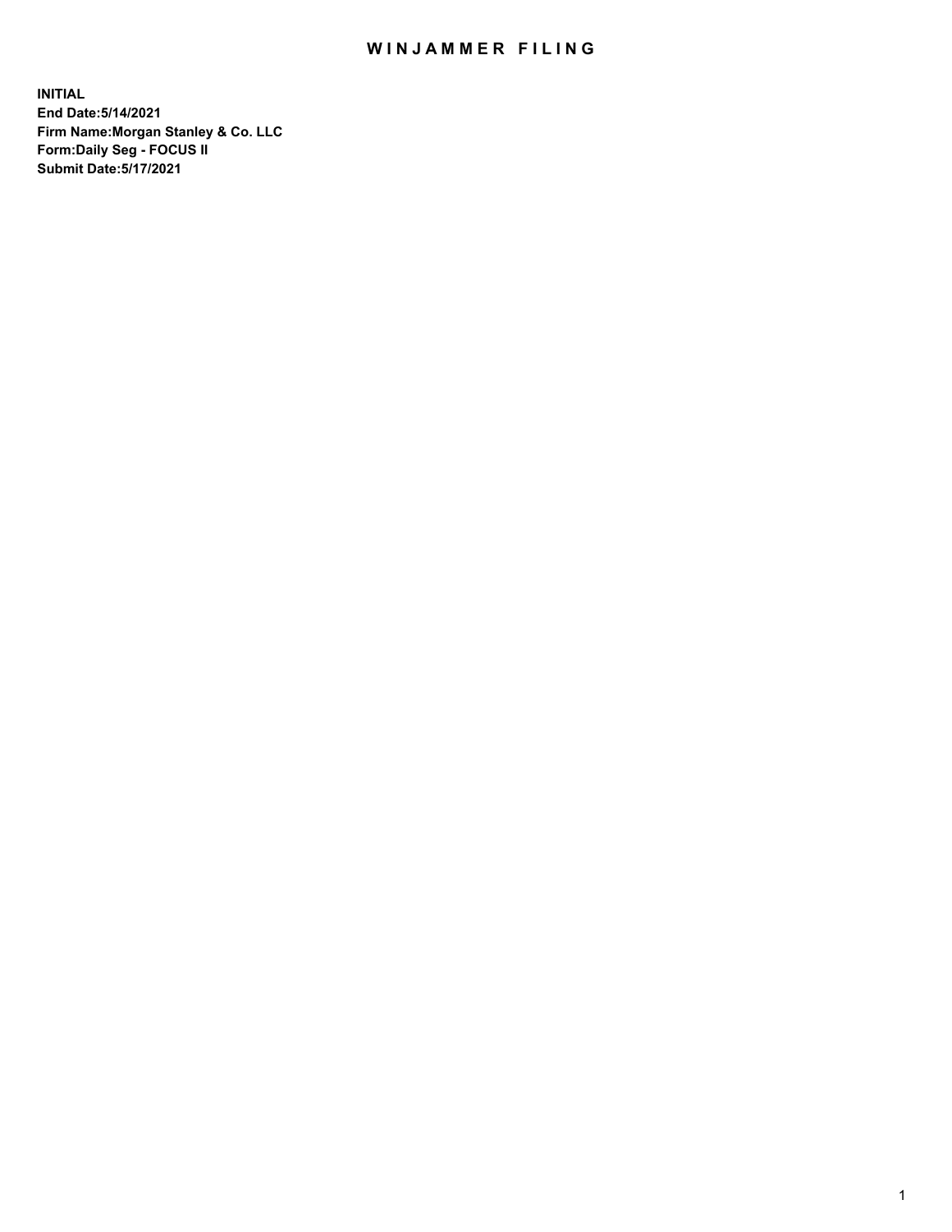# WINJAMMER FILING

**INITIAL**
**End Date:5/14/2021**
**Firm Name:Morgan Stanley & Co. LLC**
**Form:Daily Seg - FOCUS II**
**Submit Date:5/17/2021**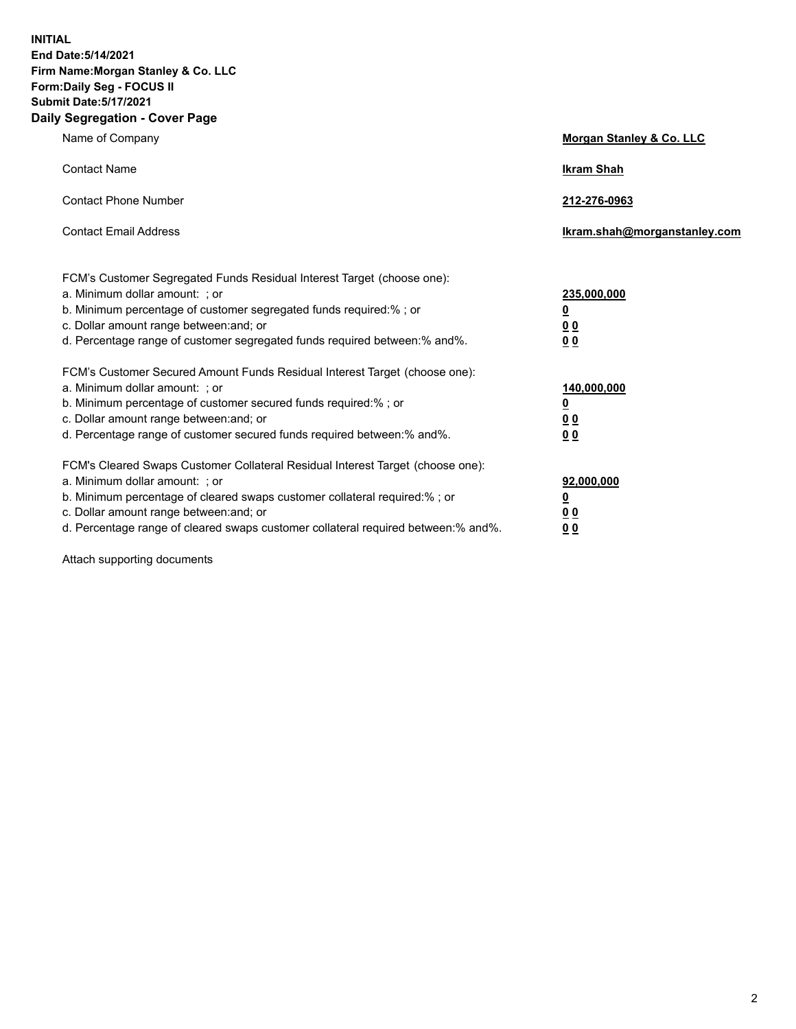**INITIAL**
**End Date:5/14/2021**
**Firm Name:Morgan Stanley & Co. LLC**
**Form:Daily Seg - FOCUS II**
**Submit Date:5/17/2021**

## Daily Segregation - Cover Page

| | |
|---|---|
| Name of Company | **Morgan Stanley & Co. LLC** |
| Contact Name | **Ikram Shah** |
| Contact Phone Number | **212-276-0963** |
| Contact Email Address | **Ikram.shah@morganstanley.com** |

FCM's Customer Segregated Funds Residual Interest Target (choose one):

| | |
|---|---|
| a. Minimum dollar amount: ; or | **235,000,000** |
| b. Minimum percentage of customer segregated funds required:% ; or | **0** |
| c. Dollar amount range between:and; or | **0 0** |
| d. Percentage range of customer segregated funds required between:% and%. | **0 0** |

FCM's Customer Secured Amount Funds Residual Interest Target (choose one):

| | |
|---|---|
| a. Minimum dollar amount: ; or | **140,000,000** |
| b. Minimum percentage of customer secured funds required:% ; or | **0** |
| c. Dollar amount range between:and; or | **0 0** |
| d. Percentage range of customer secured funds required between:% and%. | **0 0** |

FCM's Cleared Swaps Customer Collateral Residual Interest Target (choose one):

| | |
|---|---|
| a. Minimum dollar amount: ; or | **92,000,000** |
| b. Minimum percentage of cleared swaps customer collateral required:% ; or | **0** |
| c. Dollar amount range between:and; or | **0 0** |
| d. Percentage range of cleared swaps customer collateral required between:% and%. | **0 0** |

Attach supporting documents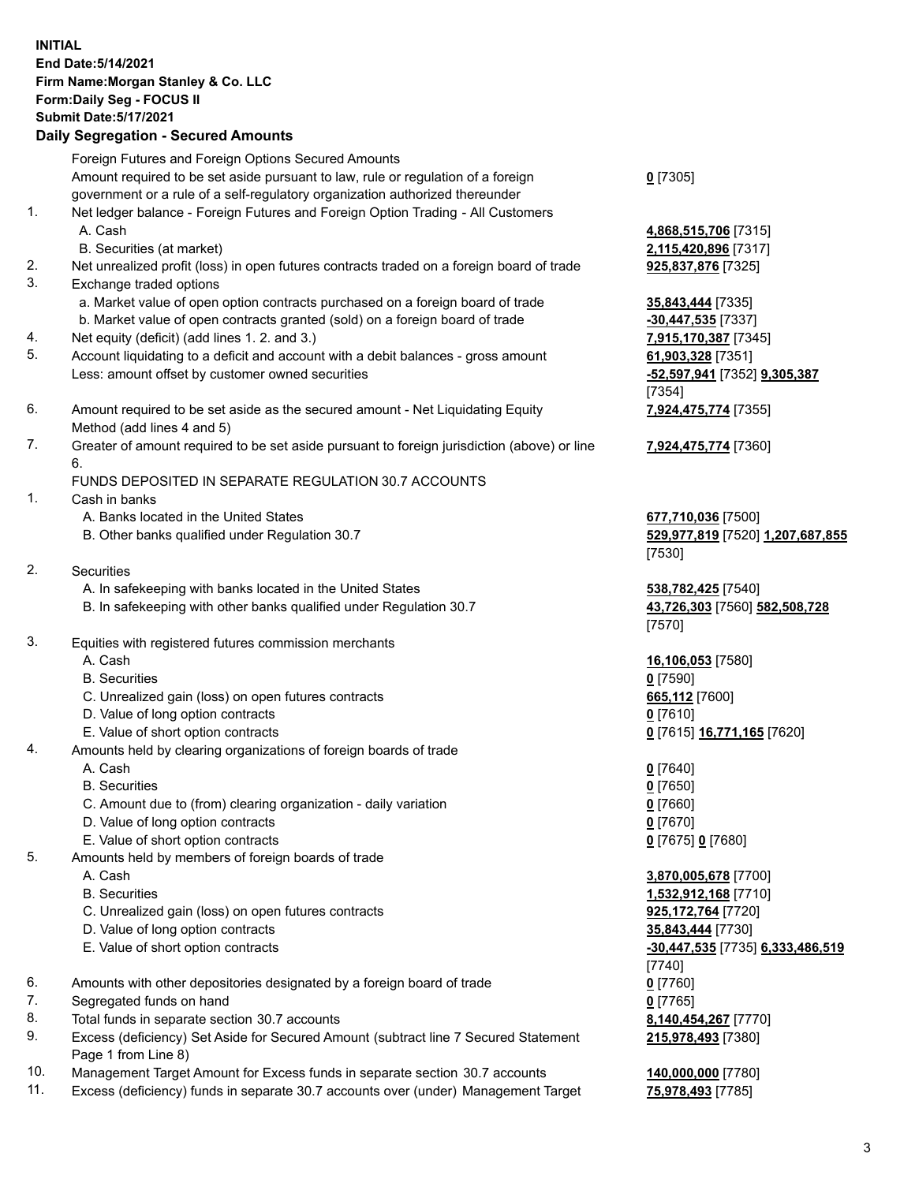**INITIAL**
**End Date:5/14/2021**
**Firm Name:Morgan Stanley & Co. LLC**
**Form:Daily Seg - FOCUS II**
**Submit Date:5/17/2021**

## Daily Segregation - Secured Amounts

| | | |
|---|---|---|
| | Foreign Futures and Foreign Options Secured Amounts | |
| | Amount required to be set aside pursuant to law, rule or regulation of a foreign government or a rule of a self-regulatory organization authorized thereunder | **0** [7305] |
| 1. | Net ledger balance - Foreign Futures and Foreign Option Trading - All Customers | |
| | A. Cash | **4,868,515,706** [7315] |
| | B. Securities (at market) | **2,115,420,896** [7317] |
| 2. | Net unrealized profit (loss) in open futures contracts traded on a foreign board of trade | **925,837,876** [7325] |
| 3. | Exchange traded options | |
| | a. Market value of open option contracts purchased on a foreign board of trade | **35,843,444** [7335] |
| | b. Market value of open contracts granted (sold) on a foreign board of trade | **-30,447,535** [7337] |
| 4. | Net equity (deficit) (add lines 1. 2. and 3.) | **7,915,170,387** [7345] |
| 5. | Account liquidating to a deficit and account with a debit balances - gross amount | **61,903,328** [7351] |
| | Less: amount offset by customer owned securities | **-52,597,941** [7352] **9,305,387** [7354] |
| 6. | Amount required to be set aside as the secured amount - Net Liquidating Equity Method (add lines 4 and 5) | **7,924,475,774** [7355] |
| 7. | Greater of amount required to be set aside pursuant to foreign jurisdiction (above) or line 6. | **7,924,475,774** [7360] |
| | FUNDS DEPOSITED IN SEPARATE REGULATION 30.7 ACCOUNTS | |
| 1. | Cash in banks | |
| | A. Banks located in the United States | **677,710,036** [7500] |
| | B. Other banks qualified under Regulation 30.7 | **529,977,819** [7520] **1,207,687,855** [7530] |
| 2. | Securities | |
| | A. In safekeeping with banks located in the United States | **538,782,425** [7540] |
| | B. In safekeeping with other banks qualified under Regulation 30.7 | **43,726,303** [7560] **582,508,728** [7570] |
| 3. | Equities with registered futures commission merchants | |
| | A. Cash | **16,106,053** [7580] |
| | B. Securities | **0** [7590] |
| | C. Unrealized gain (loss) on open futures contracts | **665,112** [7600] |
| | D. Value of long option contracts | **0** [7610] |
| | E. Value of short option contracts | **0** [7615] **16,771,165** [7620] |
| 4. | Amounts held by clearing organizations of foreign boards of trade | |
| | A. Cash | **0** [7640] |
| | B. Securities | **0** [7650] |
| | C. Amount due to (from) clearing organization - daily variation | **0** [7660] |
| | D. Value of long option contracts | **0** [7670] |
| | E. Value of short option contracts | **0** [7675] **0** [7680] |
| 5. | Amounts held by members of foreign boards of trade | |
| | A. Cash | **3,870,005,678** [7700] |
| | B. Securities | **1,532,912,168** [7710] |
| | C. Unrealized gain (loss) on open futures contracts | **925,172,764** [7720] |
| | D. Value of long option contracts | **35,843,444** [7730] |
| | E. Value of short option contracts | **-30,447,535** [7735] **6,333,486,519** [7740] |
| 6. | Amounts with other depositories designated by a foreign board of trade | **0** [7760] |
| 7. | Segregated funds on hand | **0** [7765] |
| 8. | Total funds in separate section 30.7 accounts | **8,140,454,267** [7770] |
| 9. | Excess (deficiency) Set Aside for Secured Amount (subtract line 7 Secured Statement Page 1 from Line 8) | **215,978,493** [7380] |
| 10. | Management Target Amount for Excess funds in separate section 30.7 accounts | **140,000,000** [7780] |
| 11. | Excess (deficiency) funds in separate 30.7 accounts over (under) Management Target | **75,978,493** [7785] |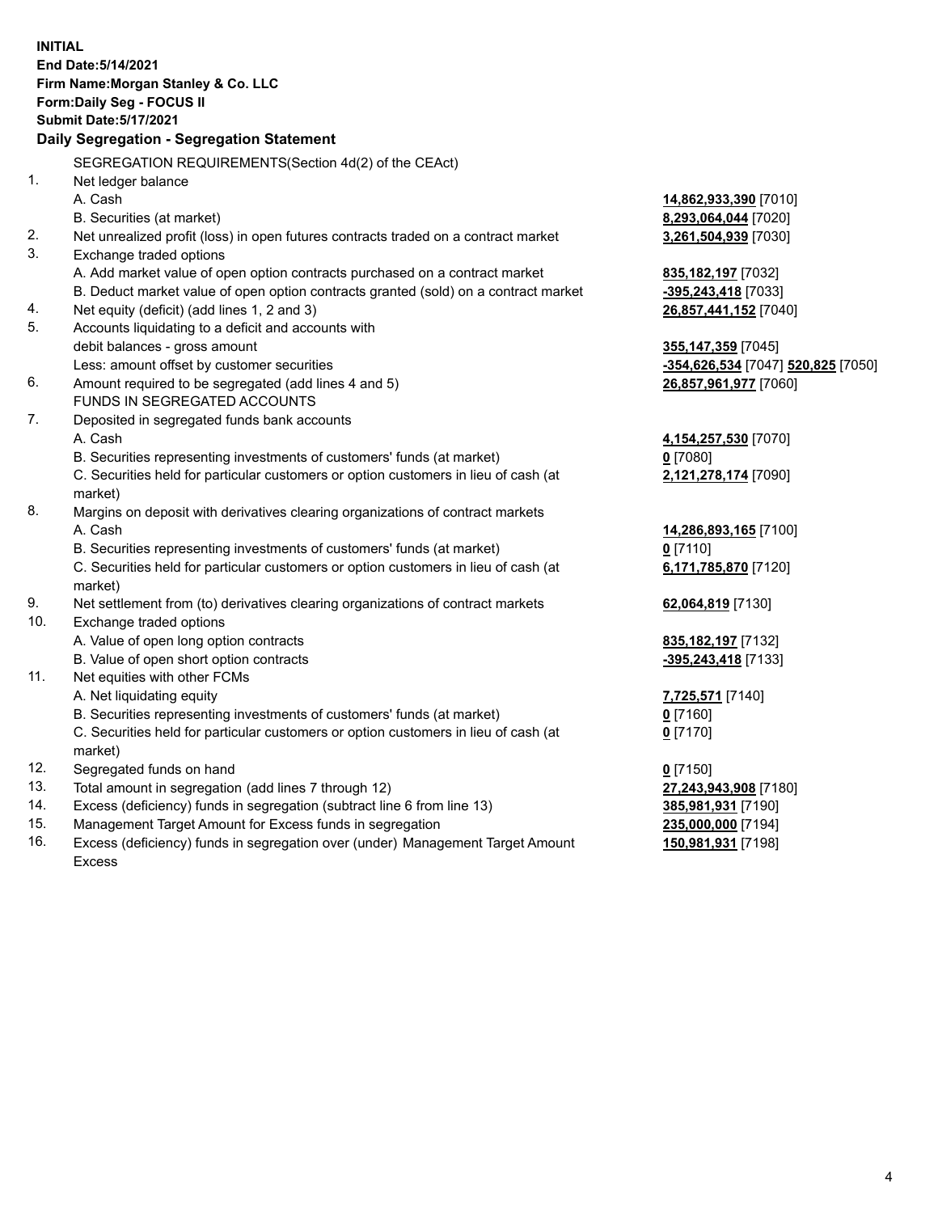**INITIAL**
**End Date:5/14/2021**
**Firm Name:Morgan Stanley & Co. LLC**
**Form:Daily Seg - FOCUS II**
**Submit Date:5/17/2021**

### Daily Segregation - Segregation Statement

| | | |
|---|---|---|
| | SEGREGATION REQUIREMENTS(Section 4d(2) of the CEAct) | |
| 1. | Net ledger balance | |
| | A. Cash | **14,862,933,390** [7010] |
| | B. Securities (at market) | **8,293,064,044** [7020] |
| 2. | Net unrealized profit (loss) in open futures contracts traded on a contract market | **3,261,504,939** [7030] |
| 3. | Exchange traded options | |
| | A. Add market value of open option contracts purchased on a contract market | **835,182,197** [7032] |
| | B. Deduct market value of open option contracts granted (sold) on a contract market | **-395,243,418** [7033] |
| 4. | Net equity (deficit) (add lines 1, 2 and 3) | **26,857,441,152** [7040] |
| 5. | Accounts liquidating to a deficit and accounts with | |
| | debit balances - gross amount | **355,147,359** [7045] |
| | Less: amount offset by customer securities | **-354,626,534** [7047] **520,825** [7050] |
| 6. | Amount required to be segregated (add lines 4 and 5) | **26,857,961,977** [7060] |
| | FUNDS IN SEGREGATED ACCOUNTS | |
| 7. | Deposited in segregated funds bank accounts | |
| | A. Cash | **4,154,257,530** [7070] |
| | B. Securities representing investments of customers' funds (at market) | **0** [7080] |
| | C. Securities held for particular customers or option customers in lieu of cash (at market) | **2,121,278,174** [7090] |
| 8. | Margins on deposit with derivatives clearing organizations of contract markets | |
| | A. Cash | **14,286,893,165** [7100] |
| | B. Securities representing investments of customers' funds (at market) | **0** [7110] |
| | C. Securities held for particular customers or option customers in lieu of cash (at market) | **6,171,785,870** [7120] |
| 9. | Net settlement from (to) derivatives clearing organizations of contract markets | **62,064,819** [7130] |
| 10. | Exchange traded options | |
| | A. Value of open long option contracts | **835,182,197** [7132] |
| | B. Value of open short option contracts | **-395,243,418** [7133] |
| 11. | Net equities with other FCMs | |
| | A. Net liquidating equity | **7,725,571** [7140] |
| | B. Securities representing investments of customers' funds (at market) | **0** [7160] |
| | C. Securities held for particular customers or option customers in lieu of cash (at market) | **0** [7170] |
| 12. | Segregated funds on hand | **0** [7150] |
| 13. | Total amount in segregation (add lines 7 through 12) | **27,243,943,908** [7180] |
| 14. | Excess (deficiency) funds in segregation (subtract line 6 from line 13) | **385,981,931** [7190] |
| 15. | Management Target Amount for Excess funds in segregation | **235,000,000** [7194] |
| 16. | Excess (deficiency) funds in segregation over (under) Management Target Amount Excess | **150,981,931** [7198] |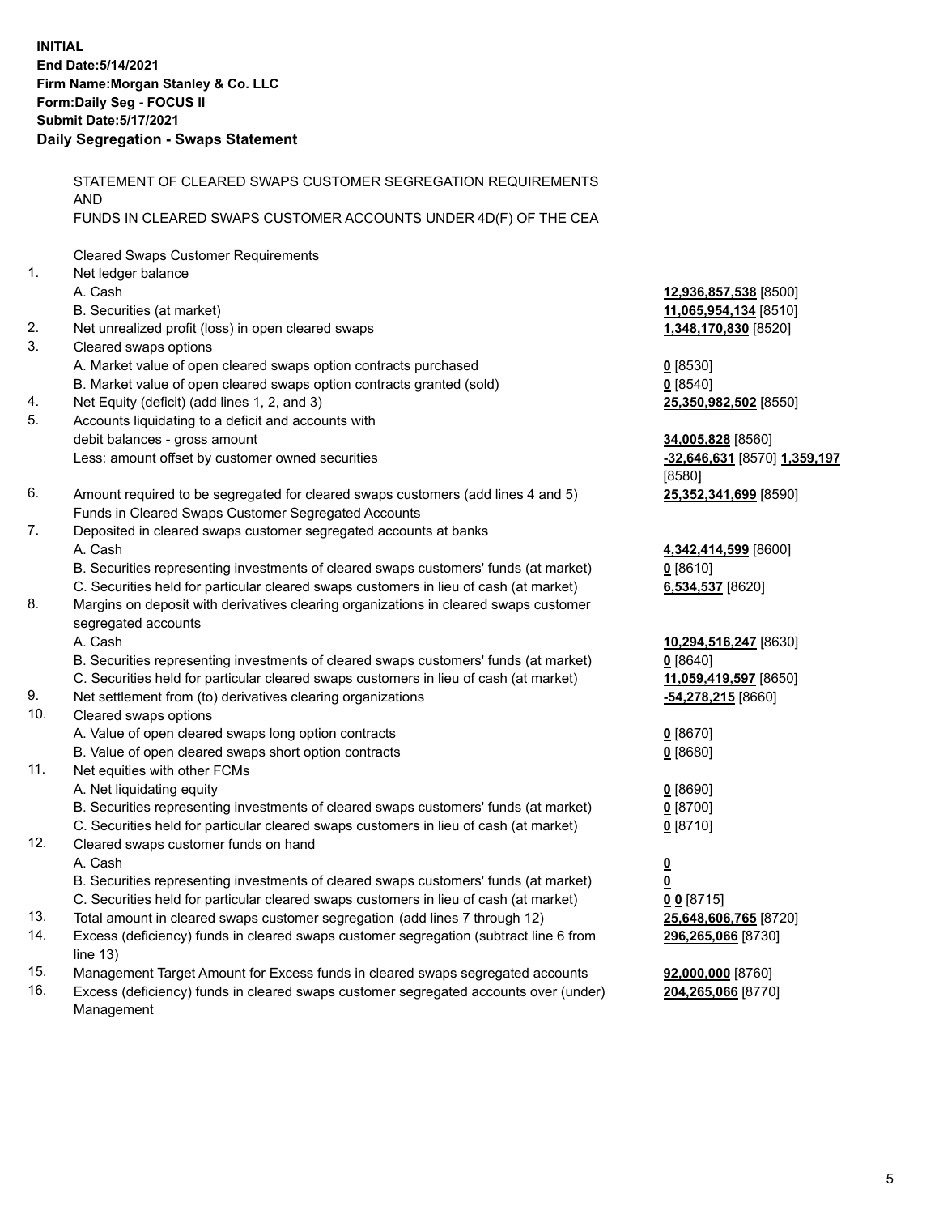**INITIAL**
**End Date:5/14/2021**
**Firm Name:Morgan Stanley & Co. LLC**
**Form:Daily Seg - FOCUS II**
**Submit Date:5/17/2021**
**Daily Segregation - Swaps Statement**

STATEMENT OF CLEARED SWAPS CUSTOMER SEGREGATION REQUIREMENTS AND FUNDS IN CLEARED SWAPS CUSTOMER ACCOUNTS UNDER 4D(F) OF THE CEA

| | | |
|---|---|---|
| | Cleared Swaps Customer Requirements | |
| 1. | Net ledger balance | |
| | A. Cash | **12,936,857,538** [8500] |
| | B. Securities (at market) | **11,065,954,134** [8510] |
| 2. | Net unrealized profit (loss) in open cleared swaps | **1,348,170,830** [8520] |
| 3. | Cleared swaps options | |
| | A. Market value of open cleared swaps option contracts purchased | **0** [8530] |
| | B. Market value of open cleared swaps option contracts granted (sold) | **0** [8540] |
| 4. | Net Equity (deficit) (add lines 1, 2, and 3) | **25,350,982,502** [8550] |
| 5. | Accounts liquidating to a deficit and accounts with debit balances - gross amount | **34,005,828** [8560] |
| | Less: amount offset by customer owned securities | **-32,646,631** [8570] **1,359,197** [8580] |
| 6. | Amount required to be segregated for cleared swaps customers (add lines 4 and 5) | **25,352,341,699** [8590] |
| | Funds in Cleared Swaps Customer Segregated Accounts | |
| 7. | Deposited in cleared swaps customer segregated accounts at banks | |
| | A. Cash | **4,342,414,599** [8600] |
| | B. Securities representing investments of cleared swaps customers' funds (at market) | **0** [8610] |
| | C. Securities held for particular cleared swaps customers in lieu of cash (at market) | **6,534,537** [8620] |
| 8. | Margins on deposit with derivatives clearing organizations in cleared swaps customer segregated accounts | |
| | A. Cash | **10,294,516,247** [8630] |
| | B. Securities representing investments of cleared swaps customers' funds (at market) | **0** [8640] |
| | C. Securities held for particular cleared swaps customers in lieu of cash (at market) | **11,059,419,597** [8650] |
| 9. | Net settlement from (to) derivatives clearing organizations | **-54,278,215** [8660] |
| 10. | Cleared swaps options | |
| | A. Value of open cleared swaps long option contracts | **0** [8670] |
| | B. Value of open cleared swaps short option contracts | **0** [8680] |
| 11. | Net equities with other FCMs | |
| | A. Net liquidating equity | **0** [8690] |
| | B. Securities representing investments of cleared swaps customers' funds (at market) | **0** [8700] |
| | C. Securities held for particular cleared swaps customers in lieu of cash (at market) | **0** [8710] |
| 12. | Cleared swaps customer funds on hand | |
| | A. Cash | **0** |
| | B. Securities representing investments of cleared swaps customers' funds (at market) | **0** |
| | C. Securities held for particular cleared swaps customers in lieu of cash (at market) | **0** **0** [8715] |
| 13. | Total amount in cleared swaps customer segregation (add lines 7 through 12) | **25,648,606,765** [8720] |
| 14. | Excess (deficiency) funds in cleared swaps customer segregation (subtract line 6 from line 13) | **296,265,066** [8730] |
| 15. | Management Target Amount for Excess funds in cleared swaps segregated accounts | **92,000,000** [8760] |
| 16. | Excess (deficiency) funds in cleared swaps customer segregated accounts over (under) Management | **204,265,066** [8770] |